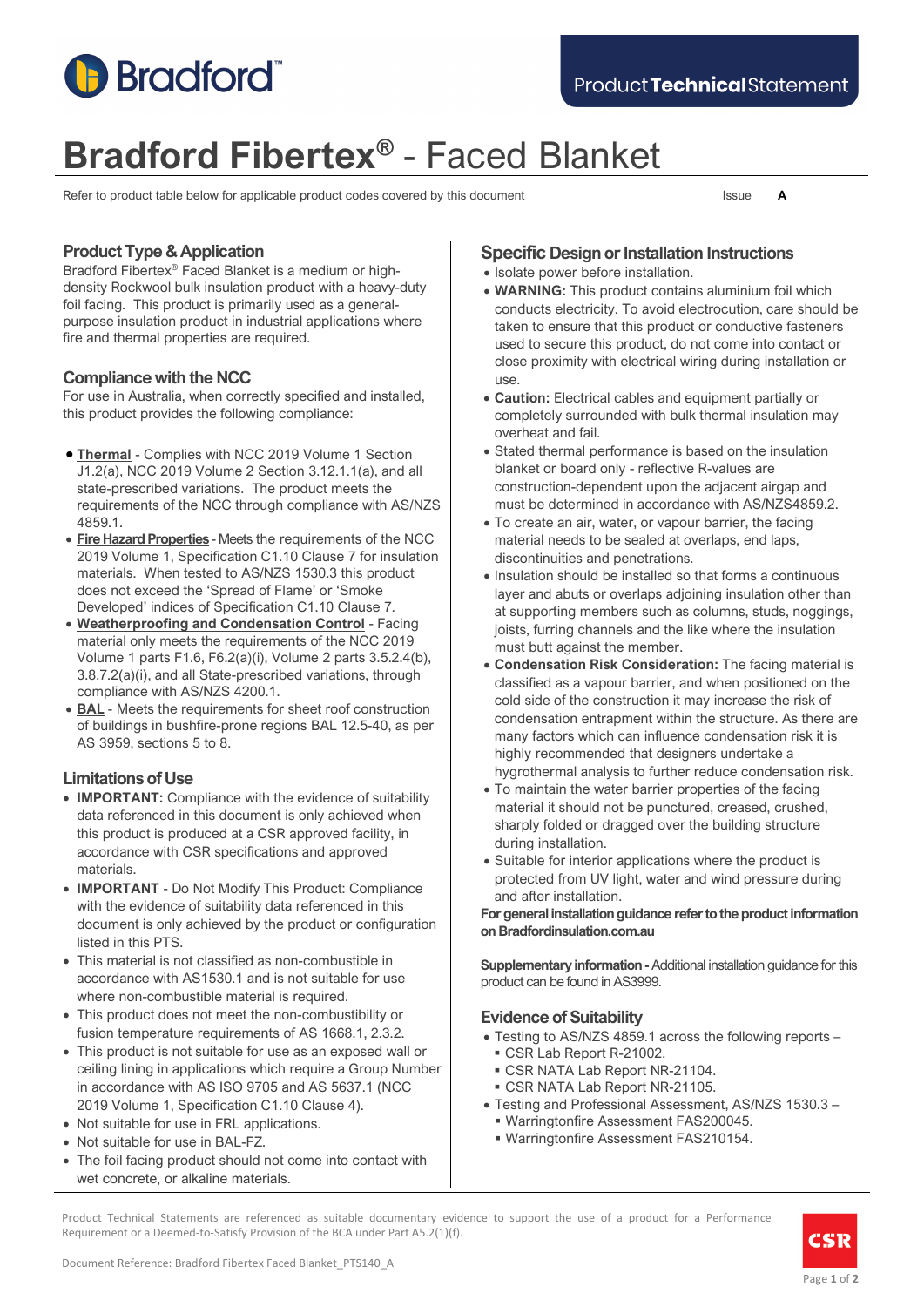Bradford™

Product**Technical**Statement

# Bradford Fibertex® - Faced Blanket

Refer to product table below for applicable product codes covered by this document

Issue **A**

## Product Type & Application

Bradford Fibertex® Faced Blanket is a medium or high-density Rockwool bulk insulation product with a heavy-duty foil facing. This product is primarily used as a general-purpose insulation product in industrial applications where fire and thermal properties are required.

## Compliance with the NCC

For use in Australia, when correctly specified and installed, this product provides the following compliance:

- **Thermal** - Complies with NCC 2019 Volume 1 Section J1.2(a), NCC 2019 Volume 2 Section 3.12.1.1(a), and all state-prescribed variations. The product meets the requirements of the NCC through compliance with AS/NZS 4859.1.
- **Fire Hazard Properties** - Meets the requirements of the NCC 2019 Volume 1, Specification C1.10 Clause 7 for insulation materials. When tested to AS/NZS 1530.3 this product does not exceed the 'Spread of Flame' or 'Smoke Developed' indices of Specification C1.10 Clause 7.
- **Weatherproofing and Condensation Control** - Facing material only meets the requirements of the NCC 2019 Volume 1 parts F1.6, F6.2(a)(i), Volume 2 parts 3.5.2.4(b), 3.8.7.2(a)(i), and all State-prescribed variations, through compliance with AS/NZS 4200.1.
- **BAL** - Meets the requirements for sheet roof construction of buildings in bushfire-prone regions BAL 12.5-40, as per AS 3959, sections 5 to 8.

## Limitations of Use

- **IMPORTANT:** Compliance with the evidence of suitability data referenced in this document is only achieved when this product is produced at a CSR approved facility, in accordance with CSR specifications and approved materials.
- **IMPORTANT** - Do Not Modify This Product: Compliance with the evidence of suitability data referenced in this document is only achieved by the product or configuration listed in this PTS.
- This material is not classified as non-combustible in accordance with AS1530.1 and is not suitable for use where non-combustible material is required.
- This product does not meet the non-combustibility or fusion temperature requirements of AS 1668.1, 2.3.2.
- This product is not suitable for use as an exposed wall or ceiling lining in applications which require a Group Number in accordance with AS ISO 9705 and AS 5637.1 (NCC 2019 Volume 1, Specification C1.10 Clause 4).
- Not suitable for use in FRL applications.
- Not suitable for use in BAL-FZ.
- The foil facing product should not come into contact with wet concrete, or alkaline materials.

## Specific Design or Installation Instructions

- Isolate power before installation.
- **WARNING:** This product contains aluminium foil which conducts electricity. To avoid electrocution, care should be taken to ensure that this product or conductive fasteners used to secure this product, do not come into contact or close proximity with electrical wiring during installation or use.
- **Caution:** Electrical cables and equipment partially or completely surrounded with bulk thermal insulation may overheat and fail.
- Stated thermal performance is based on the insulation blanket or board only - reflective R-values are construction-dependent upon the adjacent airgap and must be determined in accordance with AS/NZS4859.2.
- To create an air, water, or vapour barrier, the facing material needs to be sealed at overlaps, end laps, discontinuities and penetrations.
- Insulation should be installed so that forms a continuous layer and abuts or overlaps adjoining insulation other than at supporting members such as columns, studs, noggings, joists, furring channels and the like where the insulation must butt against the member.
- **Condensation Risk Consideration:** The facing material is classified as a vapour barrier, and when positioned on the cold side of the construction it may increase the risk of condensation entrapment within the structure. As there are many factors which can influence condensation risk it is highly recommended that designers undertake a hygrothermal analysis to further reduce condensation risk.
- To maintain the water barrier properties of the facing material it should not be punctured, creased, crushed, sharply folded or dragged over the building structure during installation.
- Suitable for interior applications where the product is protected from UV light, water and wind pressure during and after installation.

**For general installation guidance refer to the product information on Bradfordinsulation.com.au**

**Supplementary information -** Additional installation guidance for this product can be found in AS3999.

## Evidence of Suitability

- Testing to AS/NZS 4859.1 across the following reports –
  - CSR Lab Report R-21002.
  - CSR NATA Lab Report NR-21104.
  - CSR NATA Lab Report NR-21105.
- Testing and Professional Assessment, AS/NZS 1530.3 –
  - Warringtonfire Assessment FAS200045.
  - Warringtonfire Assessment FAS210154.

Product Technical Statements are referenced as suitable documentary evidence to support the use of a product for a Performance Requirement or a Deemed-to-Satisfy Provision of the BCA under Part A5.2(1)(f).

Document Reference: Bradford Fibertex Faced Blanket_PTS140_A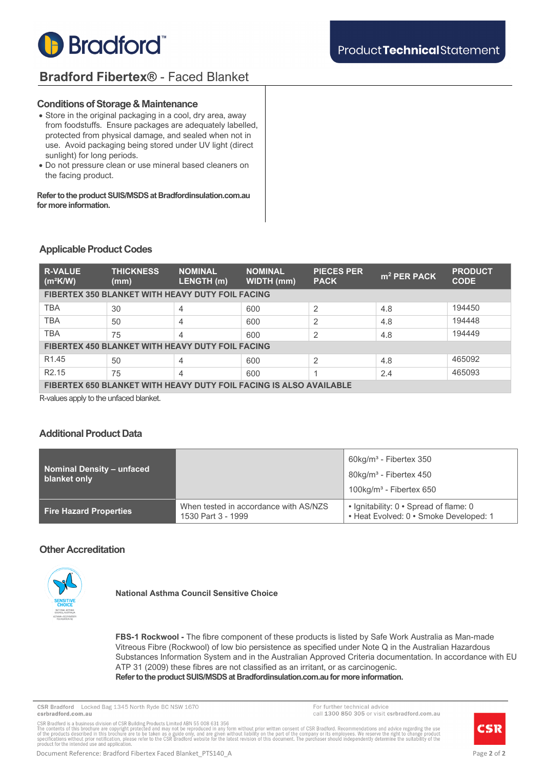# Bradford Fibertex® - Faced Blanket

## Conditions of Storage & Maintenance

- Store in the original packaging in a cool, dry area, away from foodstuffs. Ensure packages are adequately labelled, protected from physical damage, and sealed when not in use. Avoid packaging being stored under UV light (direct sunlight) for long periods.
- Do not pressure clean or use mineral based cleaners on the facing product.

**Refer to the product SUIS/MSDS at Bradfordinsulation.com.au for more information.**

## Applicable Product Codes

| R-VALUE ($m^2K/W$) | THICKNESS (mm) | NOMINAL LENGTH (m) | NOMINAL WIDTH (mm) | PIECES PER PACK | $m^2$ PER PACK | PRODUCT CODE |
|---|---|---|---|---|---|---|
| **FIBERTEX 350 BLANKET WITH HEAVY DUTY FOIL FACING** | | | | | | |
| TBA | 30 | 4 | 600 | 2 | 4.8 | 194450 |
| TBA | 50 | 4 | 600 | 2 | 4.8 | 194448 |
| TBA | 75 | 4 | 600 | 2 | 4.8 | 194449 |
| **FIBERTEX 450 BLANKET WITH HEAVY DUTY FOIL FACING** | | | | | | |
| R1.45 | 50 | 4 | 600 | 2 | 4.8 | 465092 |
| R2.15 | 75 | 4 | 600 | 1 | 2.4 | 465093 |
| **FIBERTEX 650 BLANKET WITH HEAVY DUTY FOIL FACING IS ALSO AVAILABLE** | | | | | | |

R-values apply to the unfaced blanket.

## Additional Product Data

| | | |
|---|---|---|
| **Nominal Density – unfaced blanket only** | | $60kg/m^3$ - Fibertex 350<br>$80kg/m^3$ - Fibertex 450<br>$100kg/m^3$ - Fibertex 650 |
| **Fire Hazard Properties** | When tested in accordance with AS/NZS 1530 Part 3 - 1999 | • Ignitability: 0 • Spread of flame: 0<br>• Heat Evolved: 0 • Smoke Developed: 1 |

## Other Accreditation

**National Asthma Council Sensitive Choice**

**FBS-1 Rockwool -** The fibre component of these products is listed by Safe Work Australia as Man-made Vitreous Fibre (Rockwool) of low bio persistence as specified under Note Q in the Australian Hazardous Substances Information System and in the Australian Approved Criteria documentation. In accordance with EU ATP 31 (2009) these fibres are not classified as an irritant, or as carcinogenic.
**Refer to the product SUIS/MSDS at Bradfordinsulation.com.au for more information.**

CSR Bradford Locked Bag 1345 North Ryde BC NSW 1670
csrbradford.com.au

For further technical advice
call 1300 850 305 or visit csrbradford.com.au

CSR Bradford is a business division of CSR Building Products Limited ABN 55 008 631 356
The contents of this brochure are copyright protected and may not be reproduced in any form without prior written consent of CSR Bradford. Recommendations and advice regarding the use of the products described in this brochure are to be taken as a guide only, and are given without liability on the part of the company or its employees. We reserve the right to change product specifications without prior notification, please refer to the CSR Bradford website for the latest revision of this document. The purchaser should independently determine the suitability of the product for the intended use and application.

Document Reference: Bradford Fibertex Faced Blanket_PTS140_A